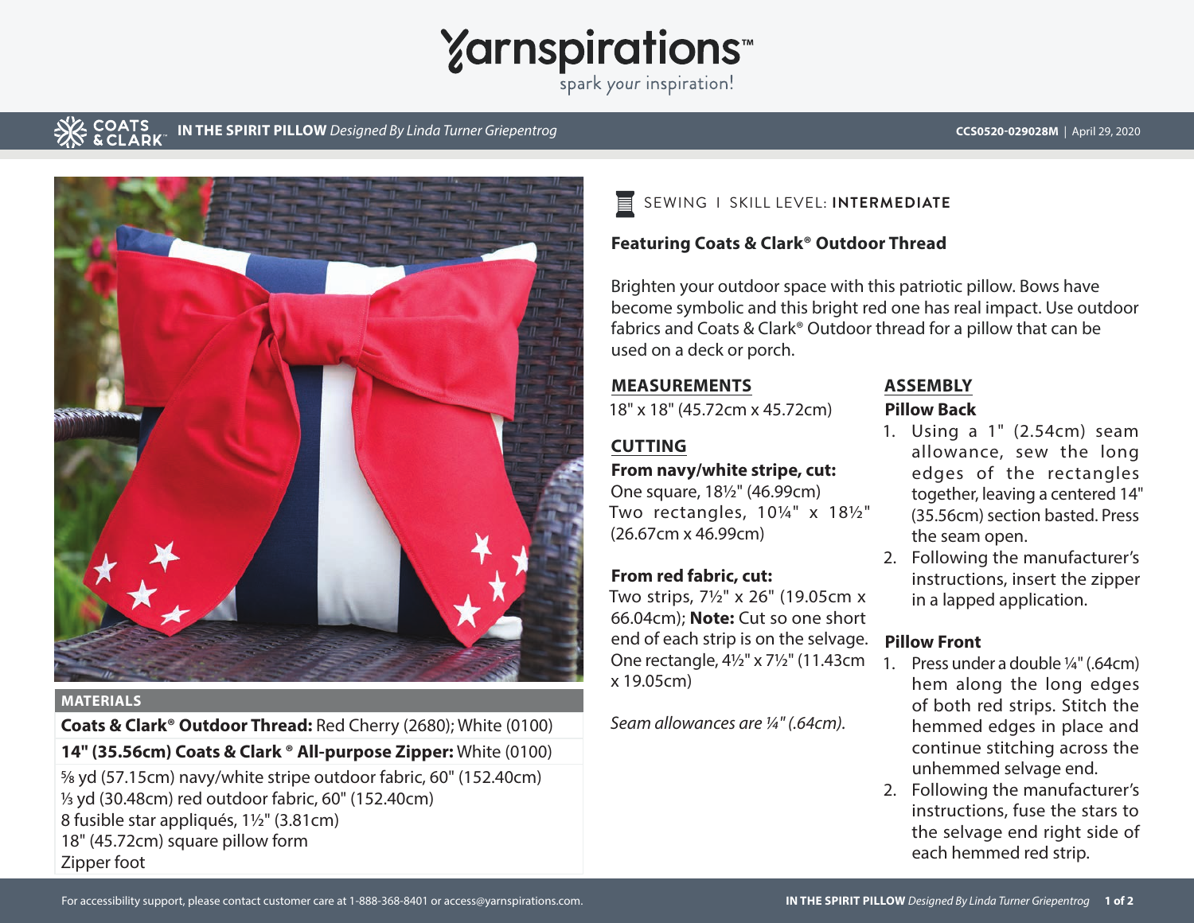# Yarnspirations

spark your inspiration!

**COATS & CLARK** **IN THE SPIRIT PILLOW** *Designed By Linda Turner Griepentrog* **CCS0520-029028M** | April 29, 2020

## MATERIALS

**Coats & Clark® Outdoor Thread:** Red Cherry (2680); White (0100)

**14" (35.56cm) Coats & Clark ® All-purpose Zipper:** White (0100)

⅝ yd (57.15cm) navy/white stripe outdoor fabric, 60" (152.40cm)
⅓ yd (30.48cm) red outdoor fabric, 60" (152.40cm)
8 fusible star appliqués, 1½" (3.81cm)
18" (45.72cm) square pillow form
Zipper foot

SEWING I SKILL LEVEL: **INTERMEDIATE**

**Featuring Coats & Clark® Outdoor Thread**

Brighten your outdoor space with this patriotic pillow. Bows have become symbolic and this bright red one has real impact. Use outdoor fabrics and Coats & Clark® Outdoor thread for a pillow that can be used on a deck or porch.

## MEASUREMENTS

18" x 18" (45.72cm x 45.72cm)

## CUTTING

**From navy/white stripe, cut:**

One square, 18½" (46.99cm)
Two rectangles, 10¼" x 18½" (26.67cm x 46.99cm)

**From red fabric, cut:**

Two strips, 7½" x 26" (19.05cm x 66.04cm); **Note:** Cut so one short end of each strip is on the selvage.
One rectangle, 4½" x 7½" (11.43cm x 19.05cm)

*Seam allowances are ¼" (.64cm).*

## ASSEMBLY

### Pillow Back

1. Using a 1" (2.54cm) seam allowance, sew the long edges of the rectangles together, leaving a centered 14" (35.56cm) section basted. Press the seam open.
2. Following the manufacturer's instructions, insert the zipper in a lapped application.

### Pillow Front

1. Press under a double ¼" (.64cm) hem along the long edges of both red strips. Stitch the hemmed edges in place and continue stitching across the unhemmed selvage end.
2. Following the manufacturer's instructions, fuse the stars to the selvage end right side of each hemmed red strip.

For accessibility support, please contact customer care at 1-888-368-8401 or access@yarnspirations.com.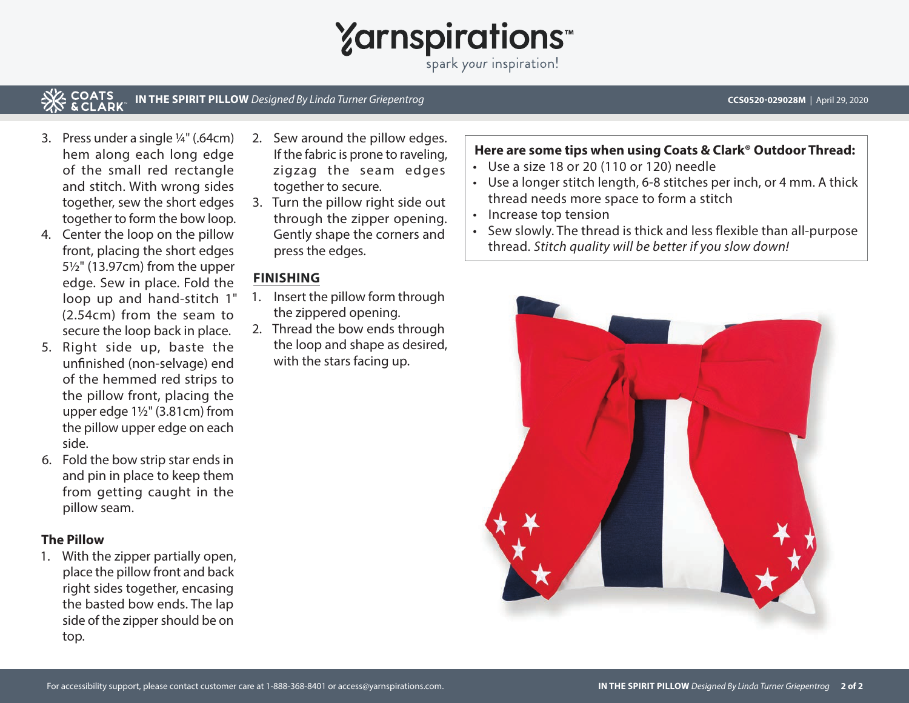3. Press under a single ¼" (.64cm) hem along each long edge of the small red rectangle and stitch. With wrong sides together, sew the short edges together to form the bow loop.
4. Center the loop on the pillow front, placing the short edges 5½" (13.97cm) from the upper edge. Sew in place. Fold the loop up and hand-stitch 1" (2.54cm) from the seam to secure the loop back in place.
5. Right side up, baste the unfinished (non-selvage) end of the hemmed red strips to the pillow front, placing the upper edge 1½" (3.81cm) from the pillow upper edge on each side.
6. Fold the bow strip star ends in and pin in place to keep them from getting caught in the pillow seam.

### The Pillow

1. With the zipper partially open, place the pillow front and back right sides together, encasing the basted bow ends. The lap side of the zipper should be on top.
2. Sew around the pillow edges. If the fabric is prone to raveling, zigzag the seam edges together to secure.
3. Turn the pillow right side out through the zipper opening. Gently shape the corners and press the edges.

## FINISHING

1. Insert the pillow form through the zippered opening.
2. Thread the bow ends through the loop and shape as desired, with the stars facing up.

**Here are some tips when using Coats & Clark® Outdoor Thread:**

- Use a size 18 or 20 (110 or 120) needle
- Use a longer stitch length, 6-8 stitches per inch, or 4 mm. A thick thread needs more space to form a stitch
- Increase top tension
- Sew slowly. The thread is thick and less flexible than all-purpose thread. *Stitch quality will be better if you slow down!*

For accessibility support, please contact customer care at 1-888-368-8401 or access@yarnspirations.com.